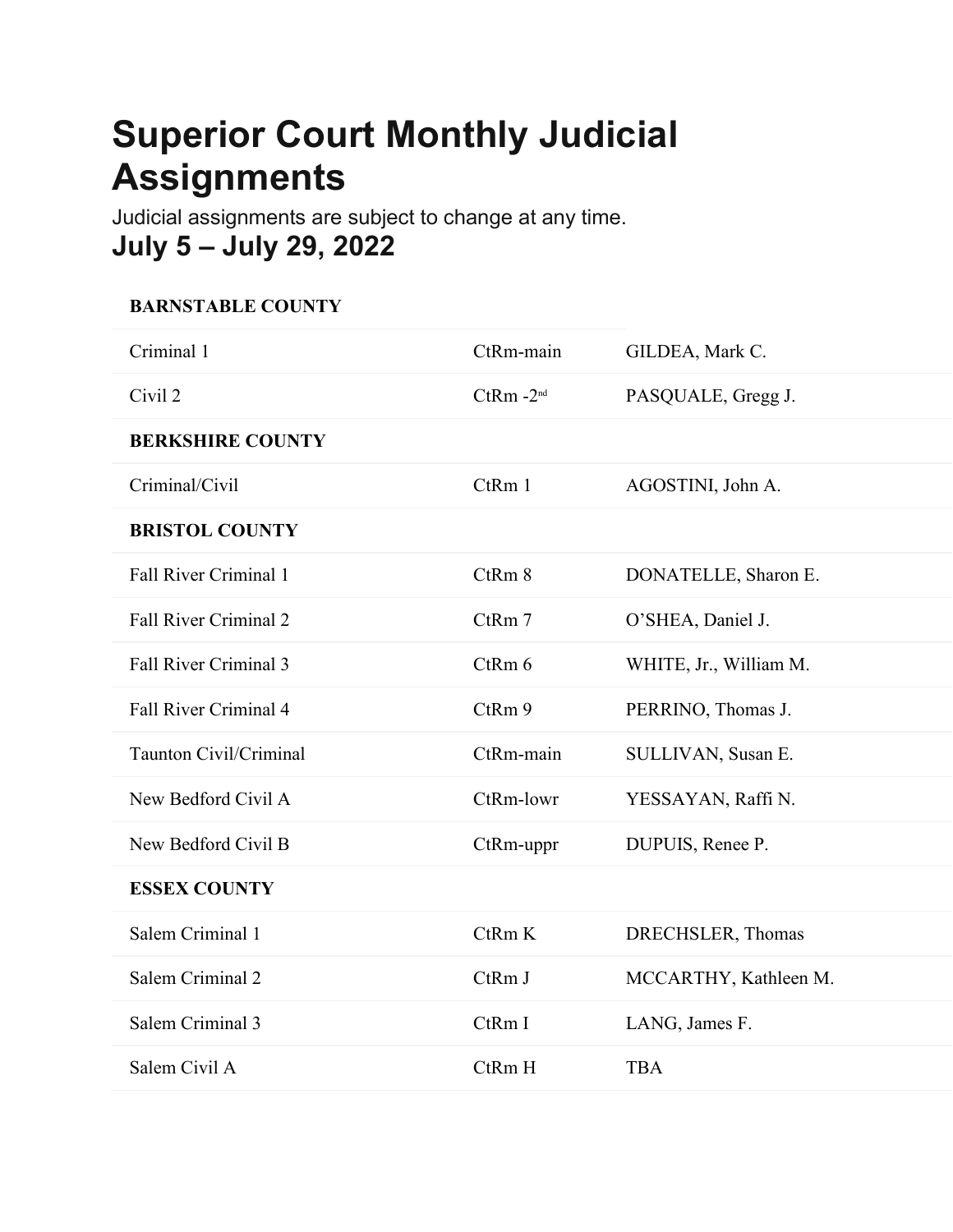# Superior Court Monthly Judicial Assignments

Judicial assignments are subject to change at any time.

## July 5 – July 29, 2022

| **BARNSTABLE COUNTY** | | |
|---|---|---|
| Criminal 1 | CtRm-main | GILDEA, Mark C. |
| Civil 2 | CtRm -2nd | PASQUALE, Gregg J. |
| **BERKSHIRE COUNTY** | | |
| Criminal/Civil | CtRm 1 | AGOSTINI, John A. |
| **BRISTOL COUNTY** | | |
| Fall River Criminal 1 | CtRm 8 | DONATELLE, Sharon E. |
| Fall River Criminal 2 | CtRm 7 | O'SHEA, Daniel J. |
| Fall River Criminal 3 | CtRm 6 | WHITE, Jr., William M. |
| Fall River Criminal 4 | CtRm 9 | PERRINO, Thomas J. |
| Taunton Civil/Criminal | CtRm-main | SULLIVAN, Susan E. |
| New Bedford Civil A | CtRm-lowr | YESSAYAN, Raffi N. |
| New Bedford Civil B | CtRm-uppr | DUPUIS, Renee P. |
| **ESSEX COUNTY** | | |
| Salem Criminal 1 | CtRm K | DRECHSLER, Thomas |
| Salem Criminal 2 | CtRm J | MCCARTHY, Kathleen M. |
| Salem Criminal 3 | CtRm I | LANG, James F. |
| Salem Civil A | CtRm H | TBA |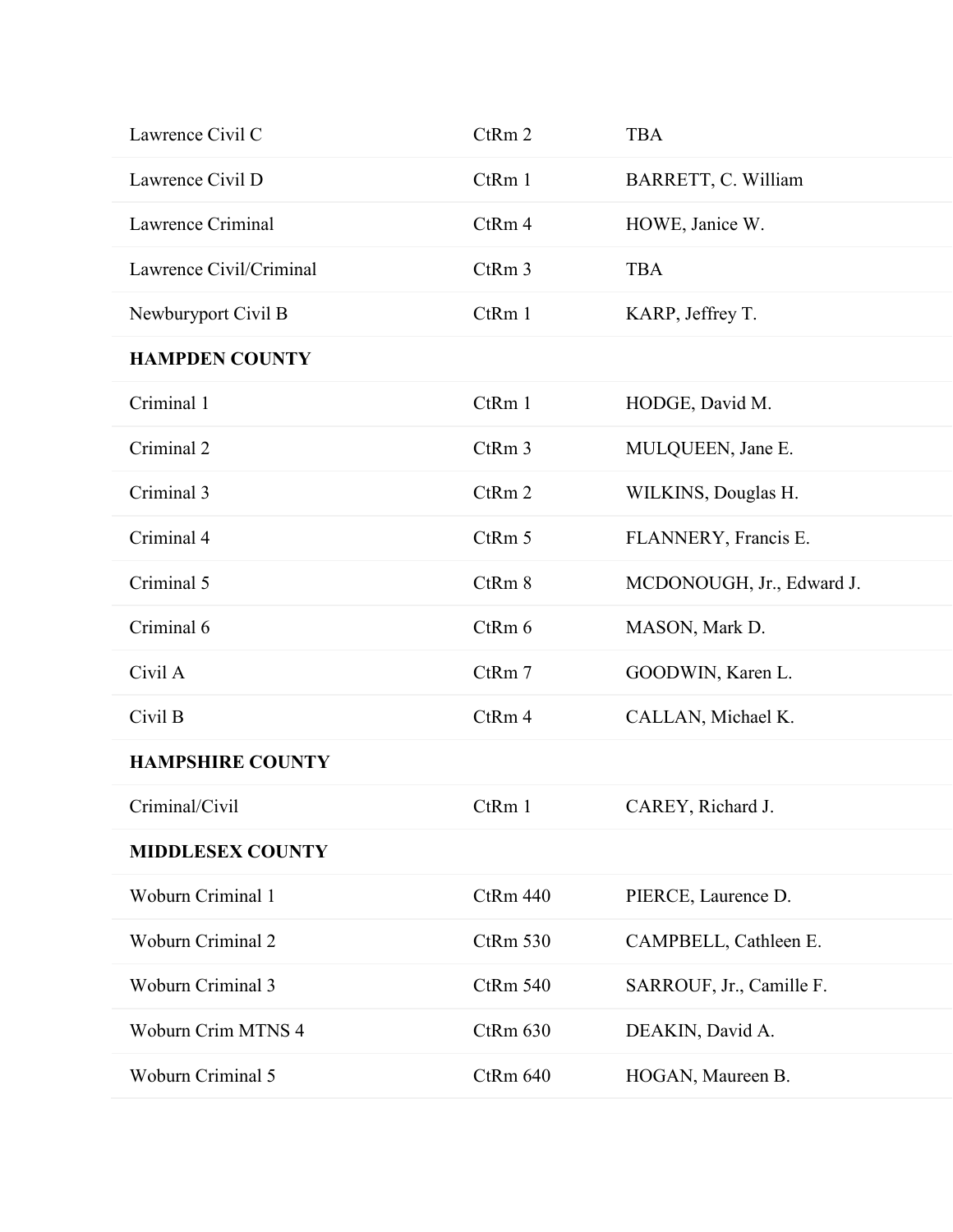| | | |
|---|---|---|
| Lawrence Civil C | CtRm 2 | TBA |
| Lawrence Civil D | CtRm 1 | BARRETT, C. William |
| Lawrence Criminal | CtRm 4 | HOWE, Janice W. |
| Lawrence Civil/Criminal | CtRm 3 | TBA |
| Newburyport Civil B | CtRm 1 | KARP, Jeffrey T. |
| **HAMPDEN COUNTY** | | |
| Criminal 1 | CtRm 1 | HODGE, David M. |
| Criminal 2 | CtRm 3 | MULQUEEN, Jane E. |
| Criminal 3 | CtRm 2 | WILKINS, Douglas H. |
| Criminal 4 | CtRm 5 | FLANNERY, Francis E. |
| Criminal 5 | CtRm 8 | MCDONOUGH, Jr., Edward J. |
| Criminal 6 | CtRm 6 | MASON, Mark D. |
| Civil A | CtRm 7 | GOODWIN, Karen L. |
| Civil B | CtRm 4 | CALLAN, Michael K. |
| **HAMPSHIRE COUNTY** | | |
| Criminal/Civil | CtRm 1 | CAREY, Richard J. |
| **MIDDLESEX COUNTY** | | |
| Woburn Criminal 1 | CtRm 440 | PIERCE, Laurence D. |
| Woburn Criminal 2 | CtRm 530 | CAMPBELL, Cathleen E. |
| Woburn Criminal 3 | CtRm 540 | SARROUF, Jr., Camille F. |
| Woburn Crim MTNS 4 | CtRm 630 | DEAKIN, David A. |
| Woburn Criminal 5 | CtRm 640 | HOGAN, Maureen B. |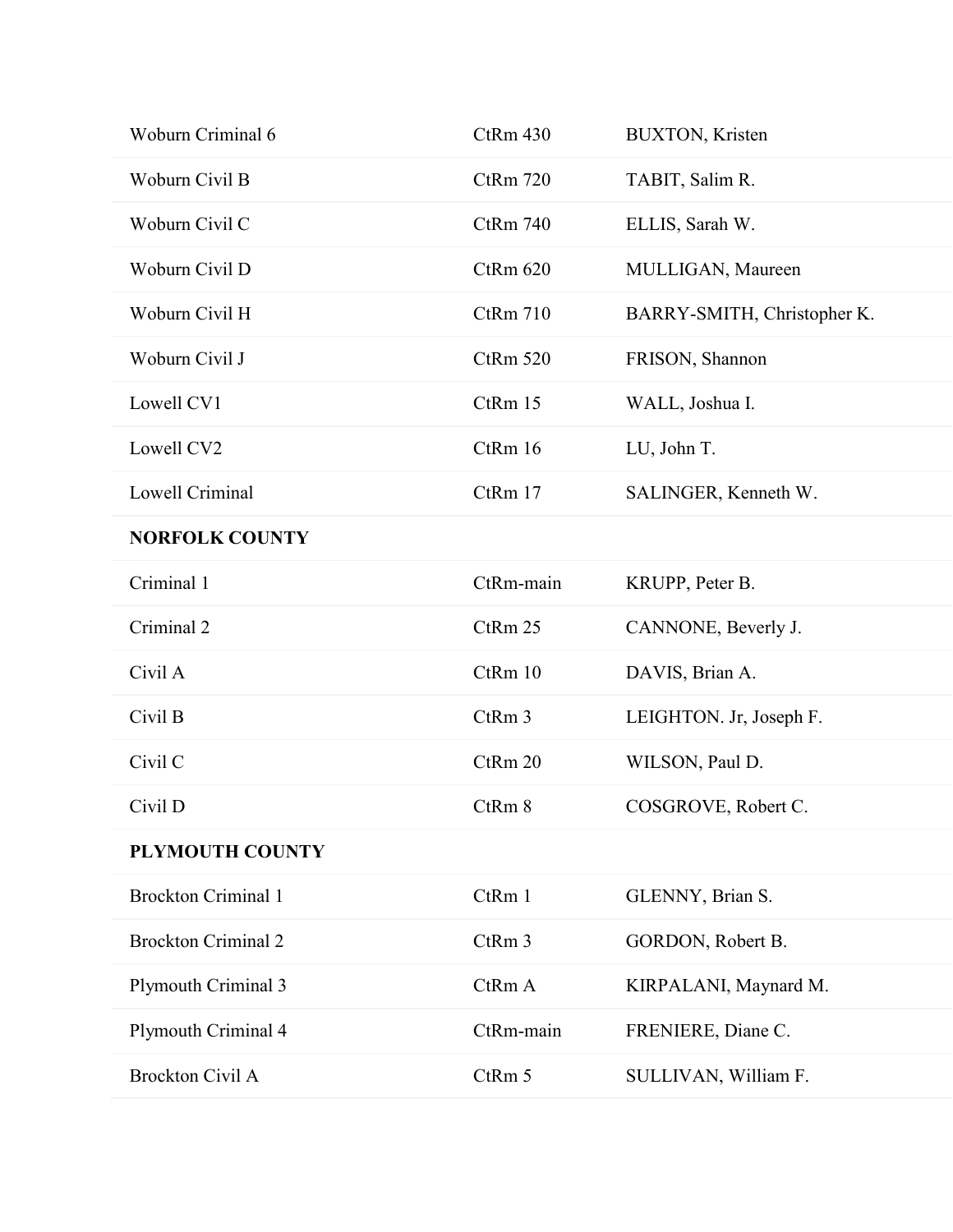| | | |
|---|---|---|
| Woburn Criminal 6 | CtRm 430 | BUXTON, Kristen |
| Woburn Civil B | CtRm 720 | TABIT, Salim R. |
| Woburn Civil C | CtRm 740 | ELLIS, Sarah W. |
| Woburn Civil D | CtRm 620 | MULLIGAN, Maureen |
| Woburn Civil H | CtRm 710 | BARRY-SMITH, Christopher K. |
| Woburn Civil J | CtRm 520 | FRISON, Shannon |
| Lowell CV1 | CtRm 15 | WALL, Joshua I. |
| Lowell CV2 | CtRm 16 | LU, John T. |
| Lowell Criminal | CtRm 17 | SALINGER, Kenneth W. |
| **NORFOLK COUNTY** | | |
| Criminal 1 | CtRm-main | KRUPP, Peter B. |
| Criminal 2 | CtRm 25 | CANNONE, Beverly J. |
| Civil A | CtRm 10 | DAVIS, Brian A. |
| Civil B | CtRm 3 | LEIGHTON. Jr, Joseph F. |
| Civil C | CtRm 20 | WILSON, Paul D. |
| Civil D | CtRm 8 | COSGROVE, Robert C. |
| **PLYMOUTH COUNTY** | | |
| Brockton Criminal 1 | CtRm 1 | GLENNY, Brian S. |
| Brockton Criminal 2 | CtRm 3 | GORDON, Robert B. |
| Plymouth Criminal 3 | CtRm A | KIRPALANI, Maynard M. |
| Plymouth Criminal 4 | CtRm-main | FRENIERE, Diane C. |
| Brockton Civil A | CtRm 5 | SULLIVAN, William F. |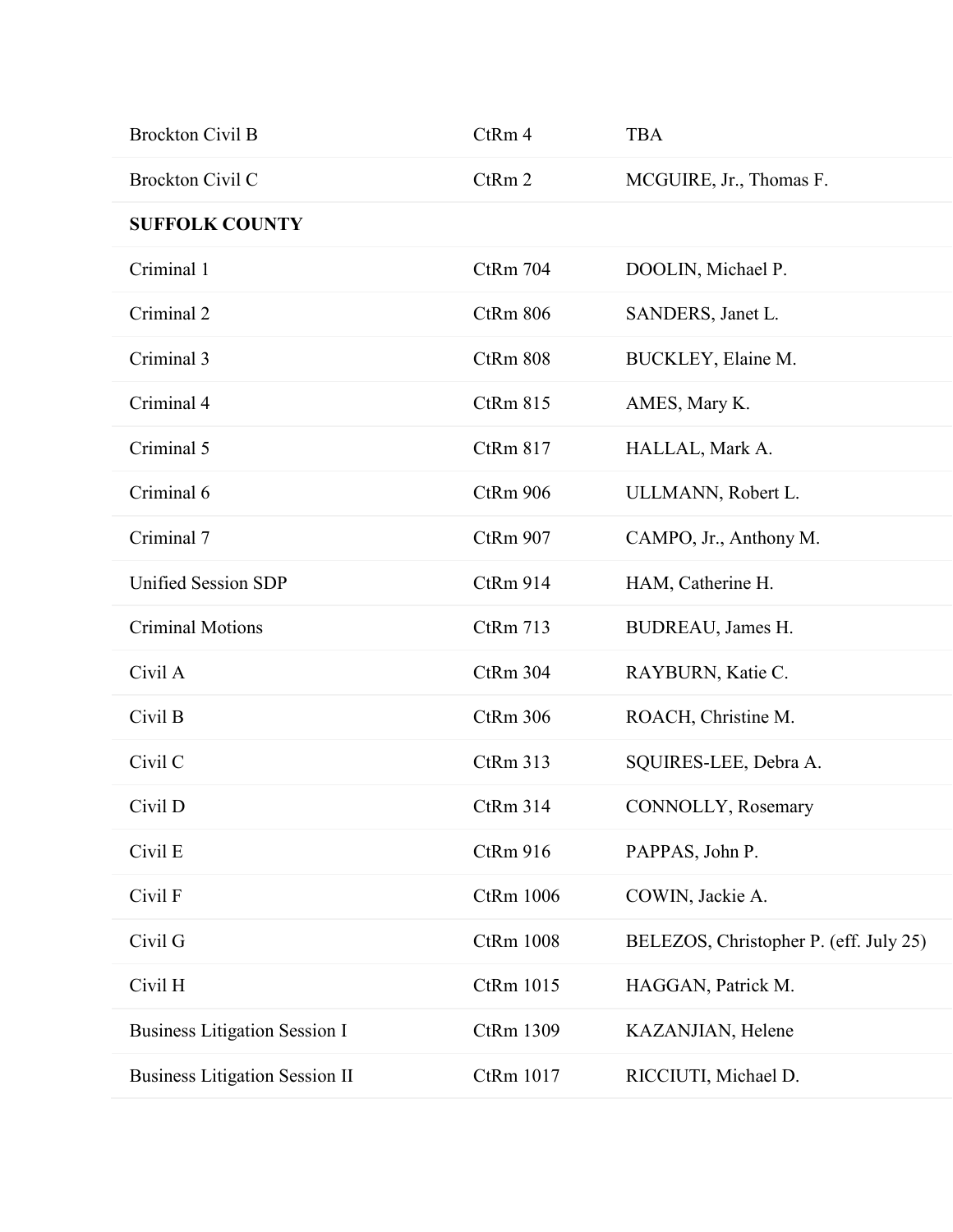| | | |
|---|---|---|
| Brockton Civil B | CtRm 4 | TBA |
| Brockton Civil C | CtRm 2 | MCGUIRE, Jr., Thomas F. |
| **SUFFOLK COUNTY** | | |
| Criminal 1 | CtRm 704 | DOOLIN, Michael P. |
| Criminal 2 | CtRm 806 | SANDERS, Janet L. |
| Criminal 3 | CtRm 808 | BUCKLEY, Elaine M. |
| Criminal 4 | CtRm 815 | AMES, Mary K. |
| Criminal 5 | CtRm 817 | HALLAL, Mark A. |
| Criminal 6 | CtRm 906 | ULLMANN, Robert L. |
| Criminal 7 | CtRm 907 | CAMPO, Jr., Anthony M. |
| Unified Session SDP | CtRm 914 | HAM, Catherine H. |
| Criminal Motions | CtRm 713 | BUDREAU, James H. |
| Civil A | CtRm 304 | RAYBURN, Katie C. |
| Civil B | CtRm 306 | ROACH, Christine M. |
| Civil C | CtRm 313 | SQUIRES-LEE, Debra A. |
| Civil D | CtRm 314 | CONNOLLY, Rosemary |
| Civil E | CtRm 916 | PAPPAS, John P. |
| Civil F | CtRm 1006 | COWIN, Jackie A. |
| Civil G | CtRm 1008 | BELEZOS, Christopher P. (eff. July 25) |
| Civil H | CtRm 1015 | HAGGAN, Patrick M. |
| Business Litigation Session I | CtRm 1309 | KAZANJIAN, Helene |
| Business Litigation Session II | CtRm 1017 | RICCIUTI, Michael D. |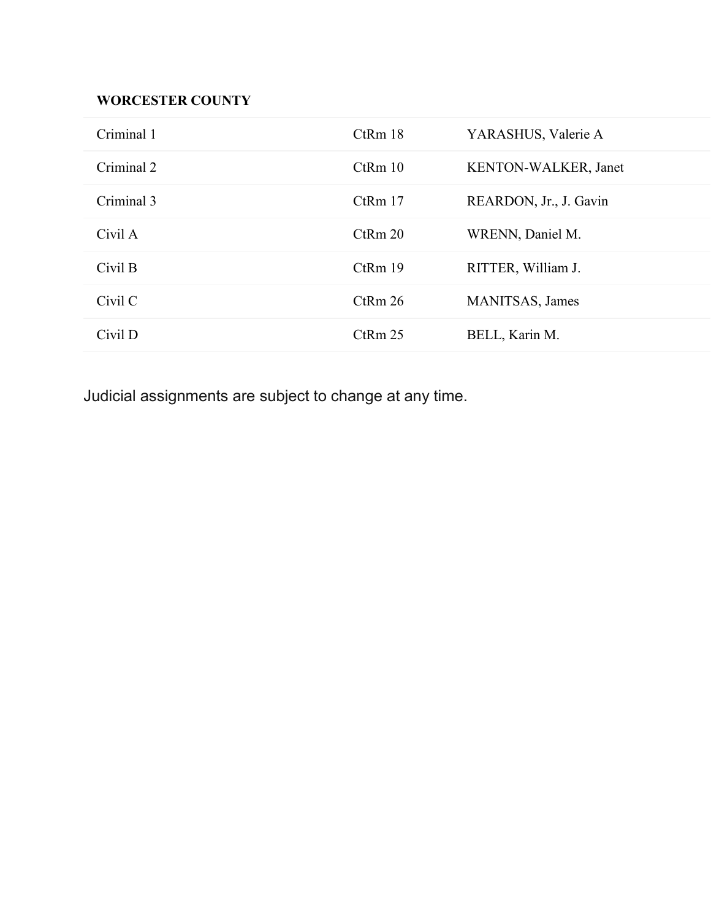**WORCESTER COUNTY**

| | | |
|---|---|---|
| Criminal 1 | CtRm 18 | YARASHUS, Valerie A |
| Criminal 2 | CtRm 10 | KENTON-WALKER, Janet |
| Criminal 3 | CtRm 17 | REARDON, Jr., J. Gavin |
| Civil A | CtRm 20 | WRENN, Daniel M. |
| Civil B | CtRm 19 | RITTER, William J. |
| Civil C | CtRm 26 | MANITSAS, James |
| Civil D | CtRm 25 | BELL, Karin M. |

Judicial assignments are subject to change at any time.